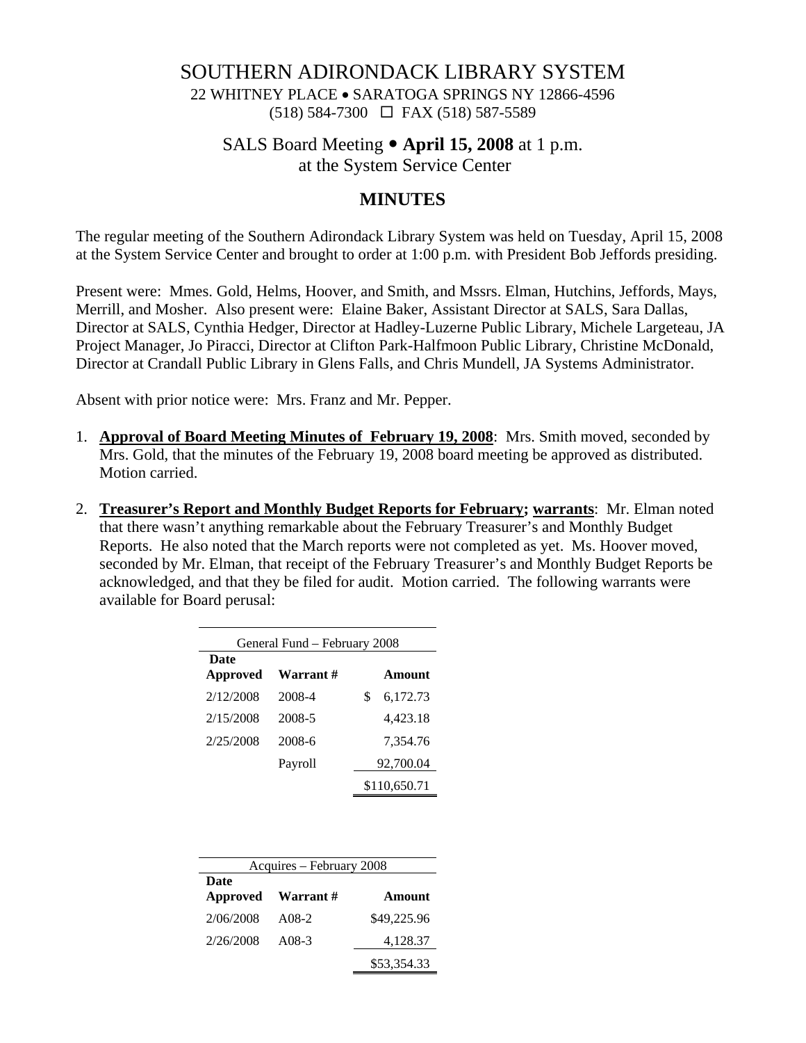# SOUTHERN ADIRONDACK LIBRARY SYSTEM

22 WHITNEY PLACE • SARATOGA SPRINGS NY 12866-4596
(518) 584-7300 ☐ FAX (518) 587-5589

## SALS Board Meeting • **April 15, 2008** at 1 p.m.
## at the System Service Center

## MINUTES

The regular meeting of the Southern Adirondack Library System was held on Tuesday, April 15, 2008 at the System Service Center and brought to order at 1:00 p.m. with President Bob Jeffords presiding.

Present were: Mmes. Gold, Helms, Hoover, and Smith, and Mssrs. Elman, Hutchins, Jeffords, Mays, Merrill, and Mosher. Also present were: Elaine Baker, Assistant Director at SALS, Sara Dallas, Director at SALS, Cynthia Hedger, Director at Hadley-Luzerne Public Library, Michele Largeteau, JA Project Manager, Jo Piracci, Director at Clifton Park-Halfmoon Public Library, Christine McDonald, Director at Crandall Public Library in Glens Falls, and Chris Mundell, JA Systems Administrator.

Absent with prior notice were: Mrs. Franz and Mr. Pepper.

1. **Approval of Board Meeting Minutes of February 19, 2008**: Mrs. Smith moved, seconded by Mrs. Gold, that the minutes of the February 19, 2008 board meeting be approved as distributed. Motion carried.

2. **Treasurer's Report and Monthly Budget Reports for February; warrants**: Mr. Elman noted that there wasn't anything remarkable about the February Treasurer's and Monthly Budget Reports. He also noted that the March reports were not completed as yet. Ms. Hoover moved, seconded by Mr. Elman, that receipt of the February Treasurer's and Monthly Budget Reports be acknowledged, and that they be filed for audit. Motion carried. The following warrants were available for Board perusal:

| General Fund – February 2008 | | |
|---|---|---|
| **Date Approved** | **Warrant #** | **Amount** |
| 2/12/2008 | 2008-4 | $ 6,172.73 |
| 2/15/2008 | 2008-5 | 4,423.18 |
| 2/25/2008 | 2008-6 | 7,354.76 |
| | Payroll | 92,700.04 |
| | | $110,650.71 |

| Acquires – February 2008 | | |
|---|---|---|
| **Date Approved** | **Warrant #** | **Amount** |
| 2/06/2008 | A08-2 | $49,225.96 |
| 2/26/2008 | A08-3 | 4,128.37 |
| | | $53,354.33 |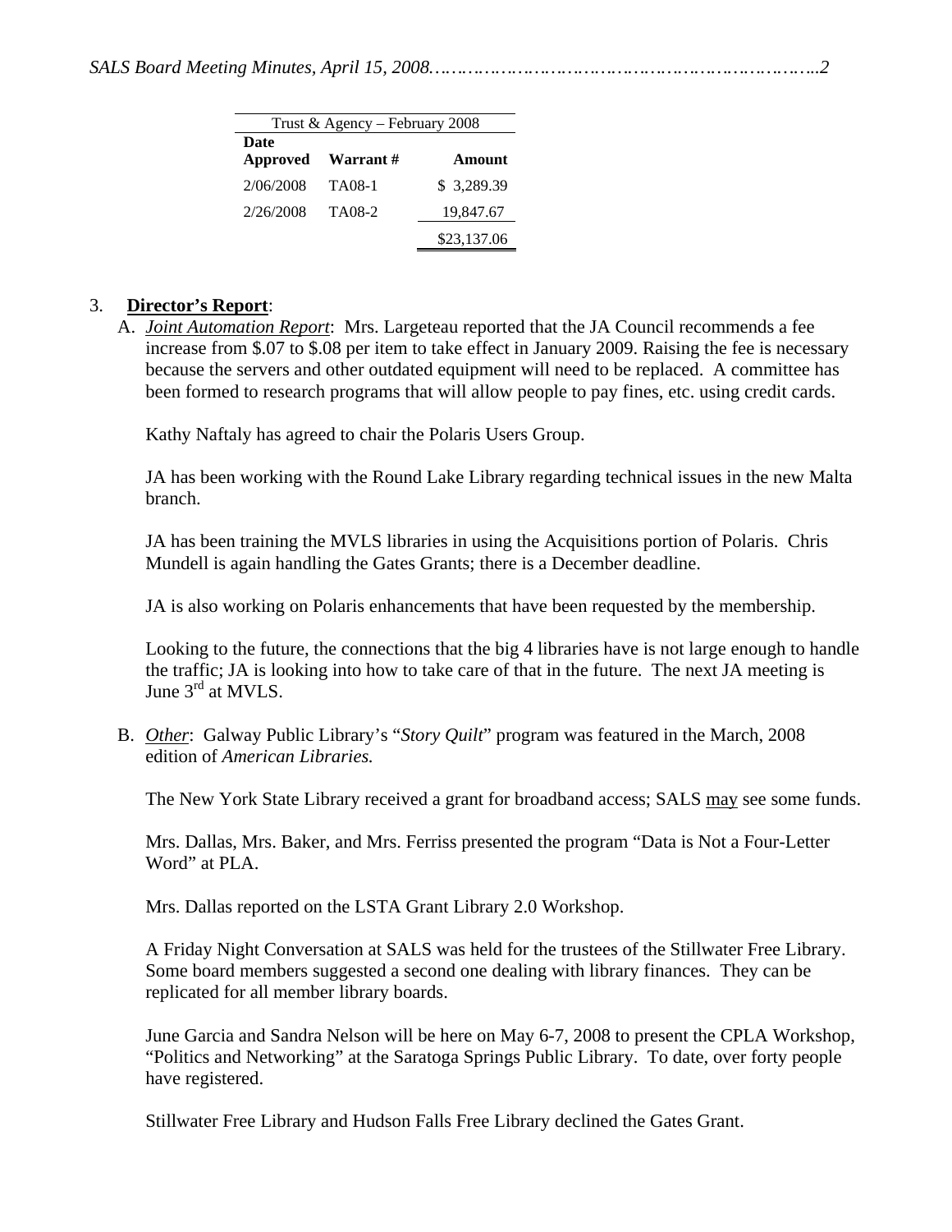| Trust & Agency – February 2008 | | |
|---|---|---|
| **Date Approved** | **Warrant #** | **Amount** |
| 2/06/2008 | TA08-1 | $ 3,289.39 |
| 2/26/2008 | TA08-2 | 19,847.67 |
| | | $23,137.06 |

3. **Director's Report**:

A. *Joint Automation Report*: Mrs. Largeteau reported that the JA Council recommends a fee increase from $.07 to $.08 per item to take effect in January 2009. Raising the fee is necessary because the servers and other outdated equipment will need to be replaced. A committee has been formed to research programs that will allow people to pay fines, etc. using credit cards.

Kathy Naftaly has agreed to chair the Polaris Users Group.

JA has been working with the Round Lake Library regarding technical issues in the new Malta branch.

JA has been training the MVLS libraries in using the Acquisitions portion of Polaris. Chris Mundell is again handling the Gates Grants; there is a December deadline.

JA is also working on Polaris enhancements that have been requested by the membership.

Looking to the future, the connections that the big 4 libraries have is not large enough to handle the traffic; JA is looking into how to take care of that in the future. The next JA meeting is June 3rd at MVLS.

B. *Other*: Galway Public Library's "*Story Quilt*" program was featured in the March, 2008 edition of *American Libraries.*

The New York State Library received a grant for broadband access; SALS may see some funds.

Mrs. Dallas, Mrs. Baker, and Mrs. Ferriss presented the program "Data is Not a Four-Letter Word" at PLA.

Mrs. Dallas reported on the LSTA Grant Library 2.0 Workshop.

A Friday Night Conversation at SALS was held for the trustees of the Stillwater Free Library. Some board members suggested a second one dealing with library finances. They can be replicated for all member library boards.

June Garcia and Sandra Nelson will be here on May 6-7, 2008 to present the CPLA Workshop, "Politics and Networking" at the Saratoga Springs Public Library. To date, over forty people have registered.

Stillwater Free Library and Hudson Falls Free Library declined the Gates Grant.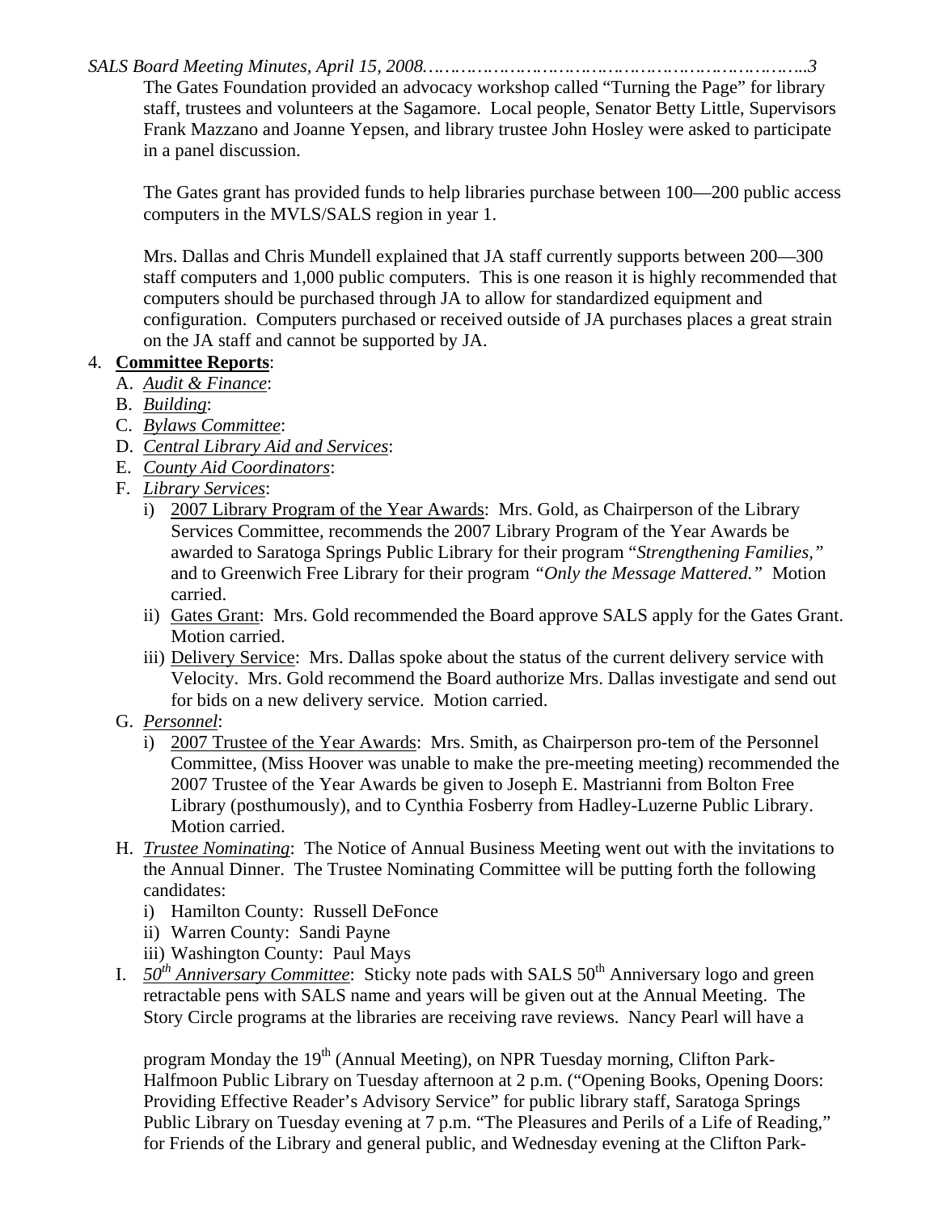The Gates Foundation provided an advocacy workshop called "Turning the Page" for library staff, trustees and volunteers at the Sagamore. Local people, Senator Betty Little, Supervisors Frank Mazzano and Joanne Yepsen, and library trustee John Hosley were asked to participate in a panel discussion.

The Gates grant has provided funds to help libraries purchase between 100—200 public access computers in the MVLS/SALS region in year 1.

Mrs. Dallas and Chris Mundell explained that JA staff currently supports between 200—300 staff computers and 1,000 public computers. This is one reason it is highly recommended that computers should be purchased through JA to allow for standardized equipment and configuration. Computers purchased or received outside of JA purchases places a great strain on the JA staff and cannot be supported by JA.

4. **Committee Reports**:
   A. *Audit & Finance*:
   B. *Building*:
   C. *Bylaws Committee*:
   D. *Central Library Aid and Services*:
   E. *County Aid Coordinators*:
   F. *Library Services*:
      i) 2007 Library Program of the Year Awards: Mrs. Gold, as Chairperson of the Library Services Committee, recommends the 2007 Library Program of the Year Awards be awarded to Saratoga Springs Public Library for their program "*Strengthening Families,*" and to Greenwich Free Library for their program *"Only the Message Mattered."* Motion carried.
      ii) Gates Grant: Mrs. Gold recommended the Board approve SALS apply for the Gates Grant. Motion carried.
      iii) Delivery Service: Mrs. Dallas spoke about the status of the current delivery service with Velocity. Mrs. Gold recommend the Board authorize Mrs. Dallas investigate and send out for bids on a new delivery service. Motion carried.
   G. *Personnel*:
      i) 2007 Trustee of the Year Awards: Mrs. Smith, as Chairperson pro-tem of the Personnel Committee, (Miss Hoover was unable to make the pre-meeting meeting) recommended the 2007 Trustee of the Year Awards be given to Joseph E. Mastrianni from Bolton Free Library (posthumously), and to Cynthia Fosberry from Hadley-Luzerne Public Library. Motion carried.
   H. *Trustee Nominating*: The Notice of Annual Business Meeting went out with the invitations to the Annual Dinner. The Trustee Nominating Committee will be putting forth the following candidates:
      i) Hamilton County: Russell DeFonce
      ii) Warren County: Sandi Payne
      iii) Washington County: Paul Mays
   I. *50th Anniversary Committee*: Sticky note pads with SALS 50th Anniversary logo and green retractable pens with SALS name and years will be given out at the Annual Meeting. The Story Circle programs at the libraries are receiving rave reviews. Nancy Pearl will have a program Monday the 19th (Annual Meeting), on NPR Tuesday morning, Clifton Park-Halfmoon Public Library on Tuesday afternoon at 2 p.m. ("Opening Books, Opening Doors: Providing Effective Reader's Advisory Service" for public library staff, Saratoga Springs Public Library on Tuesday evening at 7 p.m. "The Pleasures and Perils of a Life of Reading," for Friends of the Library and general public, and Wednesday evening at the Clifton Park-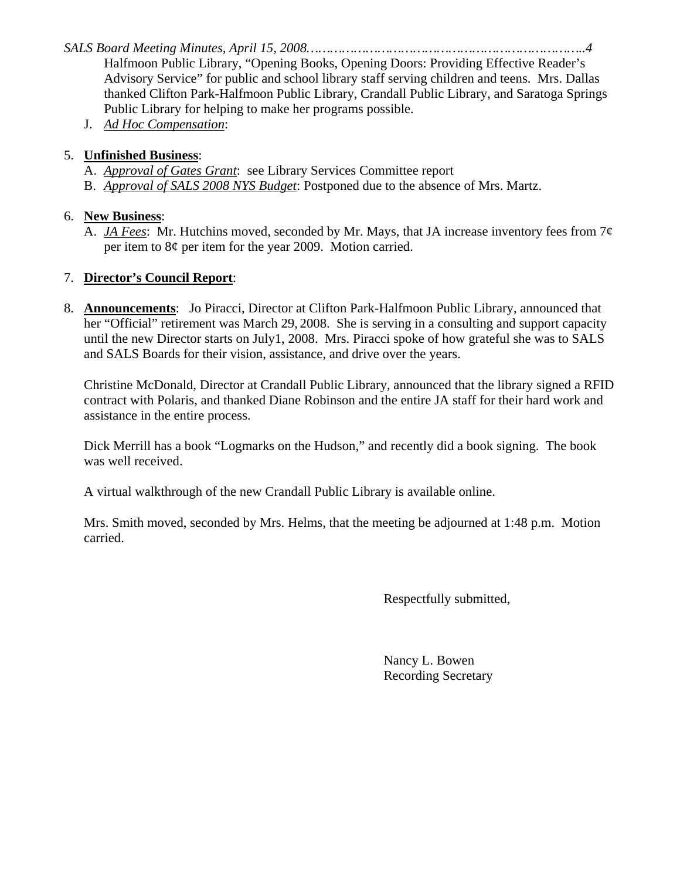Halfmoon Public Library, "Opening Books, Opening Doors: Providing Effective Reader's Advisory Service" for public and school library staff serving children and teens. Mrs. Dallas thanked Clifton Park-Halfmoon Public Library, Crandall Public Library, and Saratoga Springs Public Library for helping to make her programs possible.

J. *Ad Hoc Compensation*:

5. **Unfinished Business**:
   A. *Approval of Gates Grant*: see Library Services Committee report
   B. *Approval of SALS 2008 NYS Budget*: Postponed due to the absence of Mrs. Martz.

6. **New Business**:
   A. *JA Fees*: Mr. Hutchins moved, seconded by Mr. Mays, that JA increase inventory fees from 7¢ per item to 8¢ per item for the year 2009. Motion carried.

7. **Director's Council Report**:

8. **Announcements**: Jo Piracci, Director at Clifton Park-Halfmoon Public Library, announced that her "Official" retirement was March 29, 2008. She is serving in a consulting and support capacity until the new Director starts on July1, 2008. Mrs. Piracci spoke of how grateful she was to SALS and SALS Boards for their vision, assistance, and drive over the years.

   Christine McDonald, Director at Crandall Public Library, announced that the library signed a RFID contract with Polaris, and thanked Diane Robinson and the entire JA staff for their hard work and assistance in the entire process.

   Dick Merrill has a book "Logmarks on the Hudson," and recently did a book signing. The book was well received.

   A virtual walkthrough of the new Crandall Public Library is available online.

   Mrs. Smith moved, seconded by Mrs. Helms, that the meeting be adjourned at 1:48 p.m. Motion carried.

Respectfully submitted,

Nancy L. Bowen
Recording Secretary